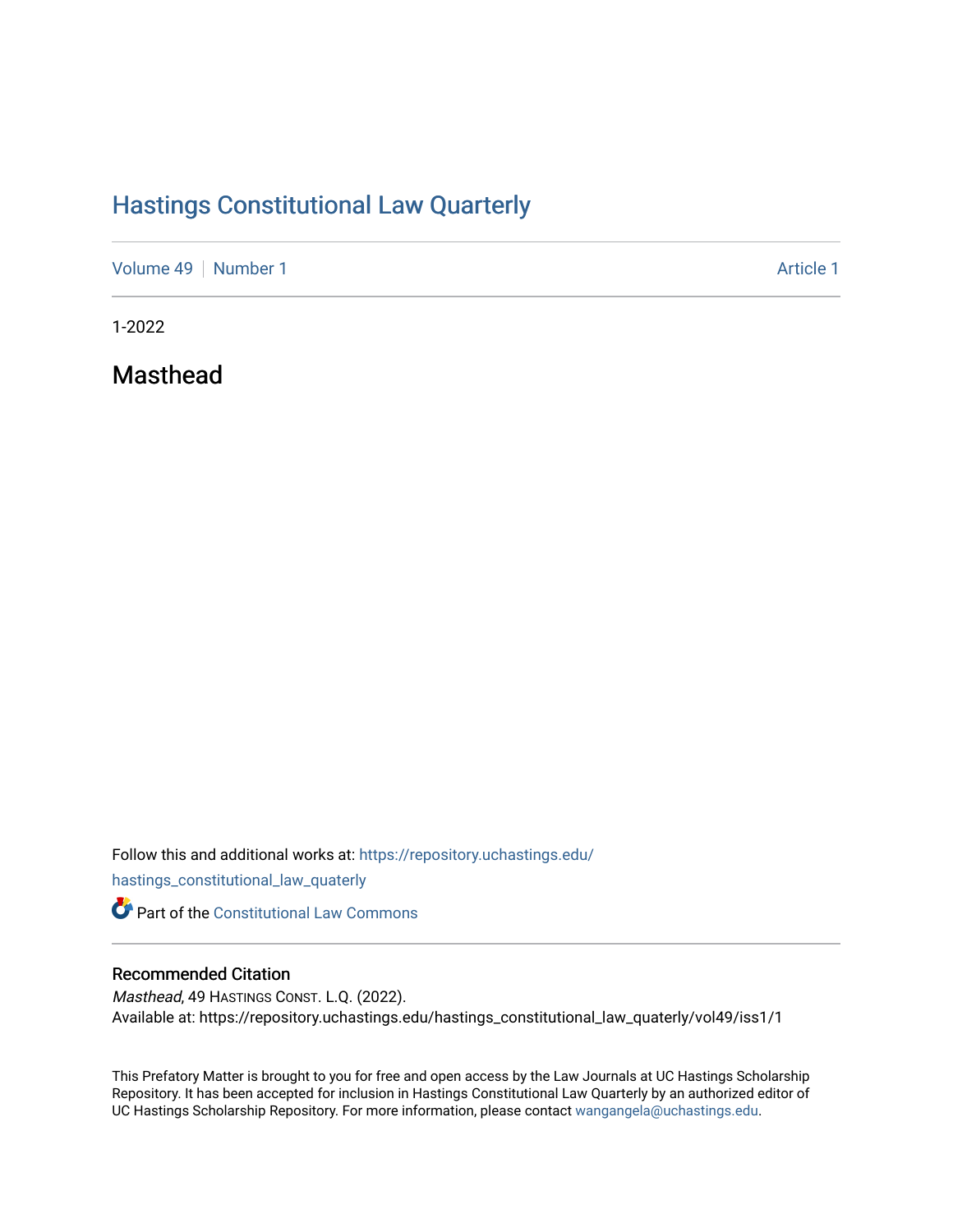# Hastings Constitutional Law Quarterly

Volume 49 | Number 1 | Article 1

1-2022

## Masthead

Follow this and additional works at: https://repository.uchastings.edu/hastings_constitutional_law_quaterly

Part of the Constitutional Law Commons

### Recommended Citation

*Masthead*, 49 HASTINGS CONST. L.Q. (2022).
Available at: https://repository.uchastings.edu/hastings_constitutional_law_quaterly/vol49/iss1/1

This Prefatory Matter is brought to you for free and open access by the Law Journals at UC Hastings Scholarship Repository. It has been accepted for inclusion in Hastings Constitutional Law Quarterly by an authorized editor of UC Hastings Scholarship Repository. For more information, please contact wangangela@uchastings.edu.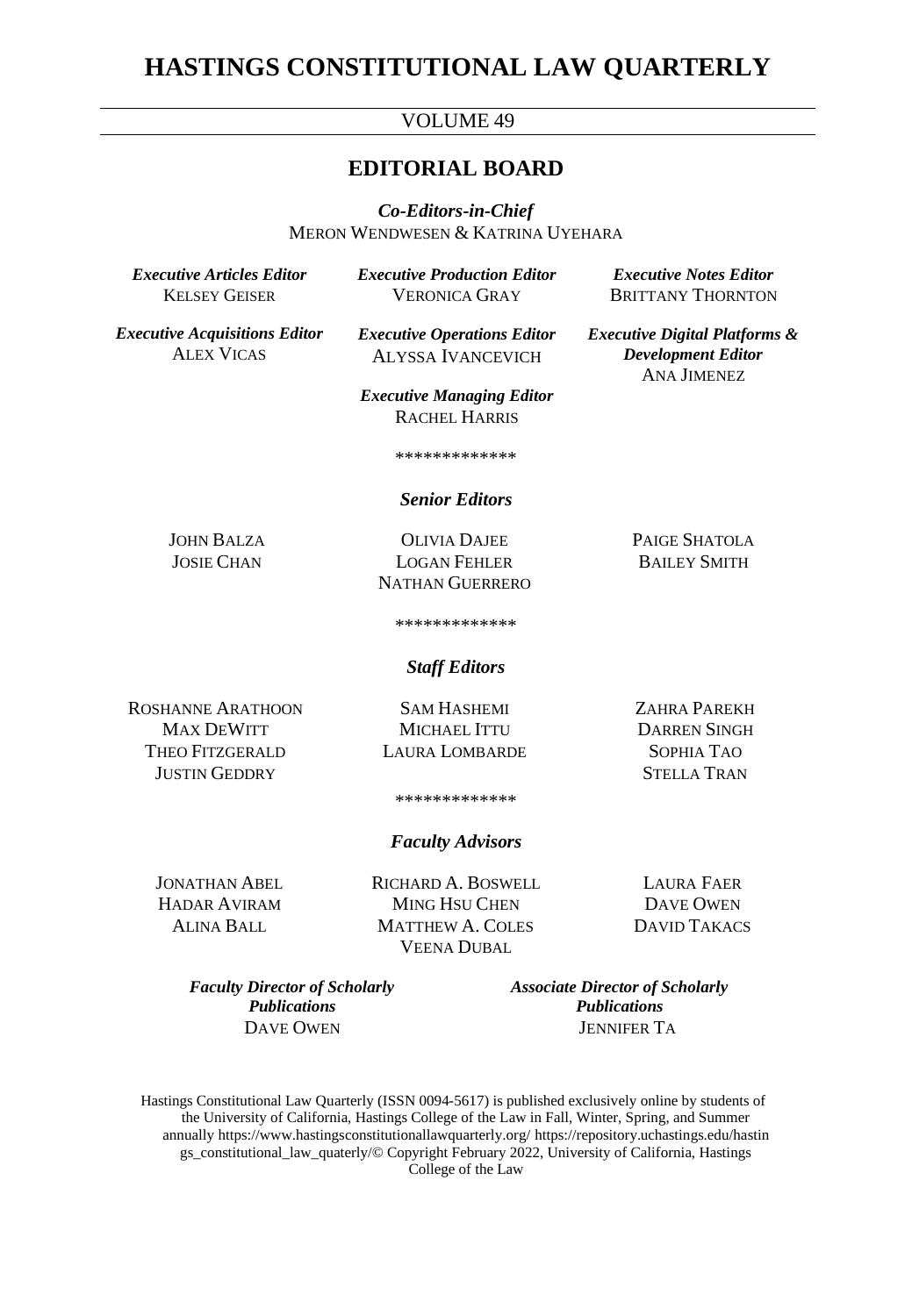# HASTINGS CONSTITUTIONAL LAW QUARTERLY

VOLUME 49

## EDITORIAL BOARD

***Co-Editors-in-Chief***
MERON WENDWESEN & KATRINA UYEHARA

***Executive Articles Editor***
KELSEY GEISER

***Executive Production Editor***
VERONICA GRAY

***Executive Notes Editor***
BRITTANY THORNTON

***Executive Acquisitions Editor***
ALEX VICAS

***Executive Operations Editor***
ALYSSA IVANCEVICH

***Executive Digital Platforms & Development Editor***
ANA JIMENEZ

***Executive Managing Editor***
RACHEL HARRIS

*************

***Senior Editors***

JOHN BALZA
JOSIE CHAN
OLIVIA DAJEE
LOGAN FEHLER
NATHAN GUERRERO
PAIGE SHATOLA
BAILEY SMITH

*************

***Staff Editors***

ROSHANNE ARATHOON
MAX DEWITT
THEO FITZGERALD
JUSTIN GEDDRY
SAM HASHEMI
MICHAEL ITTU
LAURA LOMBARDE
ZAHRA PAREKH
DARREN SINGH
SOPHIA TAO
STELLA TRAN

*************

***Faculty Advisors***

JONATHAN ABEL
HADAR AVIRAM
ALINA BALL
RICHARD A. BOSWELL
MING HSU CHEN
MATTHEW A. COLES
VEENA DUBAL
LAURA FAER
DAVE OWEN
DAVID TAKACS

***Faculty Director of Scholarly Publications***
DAVE OWEN

***Associate Director of Scholarly Publications***
JENNIFER TA

Hastings Constitutional Law Quarterly (ISSN 0094-5617) is published exclusively online by students of the University of California, Hastings College of the Law in Fall, Winter, Spring, and Summer annually https://www.hastingsconstitutionallawquarterly.org/ https://repository.uchastings.edu/hastings_constitutional_law_quaterly/© Copyright February 2022, University of California, Hastings College of the Law